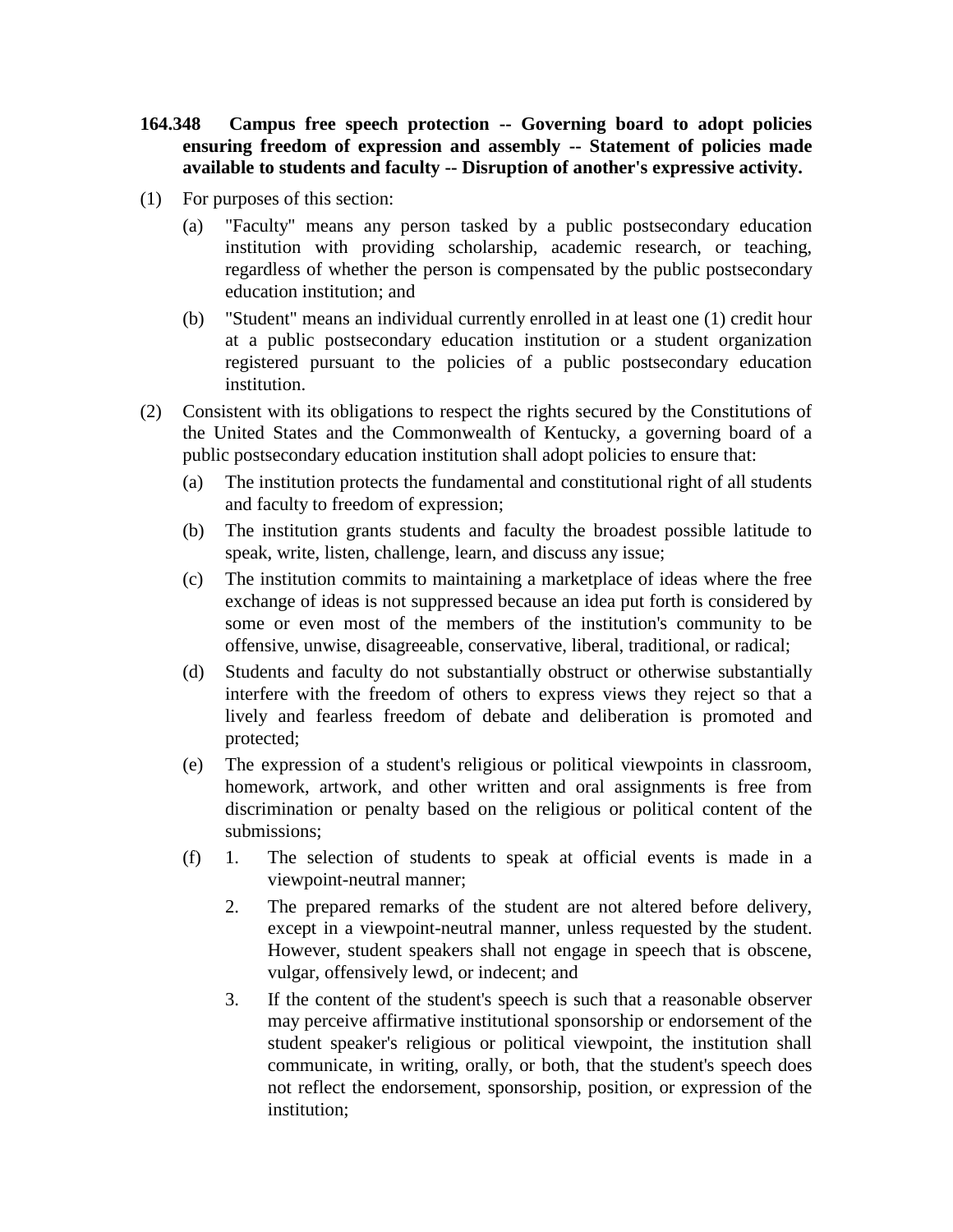**164.348 Campus free speech protection -- Governing board to adopt policies ensuring freedom of expression and assembly -- Statement of policies made available to students and faculty -- Disruption of another's expressive activity.**

(1) For purposes of this section:

(a) "Faculty" means any person tasked by a public postsecondary education institution with providing scholarship, academic research, or teaching, regardless of whether the person is compensated by the public postsecondary education institution; and

(b) "Student" means an individual currently enrolled in at least one (1) credit hour at a public postsecondary education institution or a student organization registered pursuant to the policies of a public postsecondary education institution.

(2) Consistent with its obligations to respect the rights secured by the Constitutions of the United States and the Commonwealth of Kentucky, a governing board of a public postsecondary education institution shall adopt policies to ensure that:

(a) The institution protects the fundamental and constitutional right of all students and faculty to freedom of expression;

(b) The institution grants students and faculty the broadest possible latitude to speak, write, listen, challenge, learn, and discuss any issue;

(c) The institution commits to maintaining a marketplace of ideas where the free exchange of ideas is not suppressed because an idea put forth is considered by some or even most of the members of the institution's community to be offensive, unwise, disagreeable, conservative, liberal, traditional, or radical;

(d) Students and faculty do not substantially obstruct or otherwise substantially interfere with the freedom of others to express views they reject so that a lively and fearless freedom of debate and deliberation is promoted and protected;

(e) The expression of a student's religious or political viewpoints in classroom, homework, artwork, and other written and oral assignments is free from discrimination or penalty based on the religious or political content of the submissions;

(f) 1. The selection of students to speak at official events is made in a viewpoint-neutral manner;

2. The prepared remarks of the student are not altered before delivery, except in a viewpoint-neutral manner, unless requested by the student. However, student speakers shall not engage in speech that is obscene, vulgar, offensively lewd, or indecent; and

3. If the content of the student's speech is such that a reasonable observer may perceive affirmative institutional sponsorship or endorsement of the student speaker's religious or political viewpoint, the institution shall communicate, in writing, orally, or both, that the student's speech does not reflect the endorsement, sponsorship, position, or expression of the institution;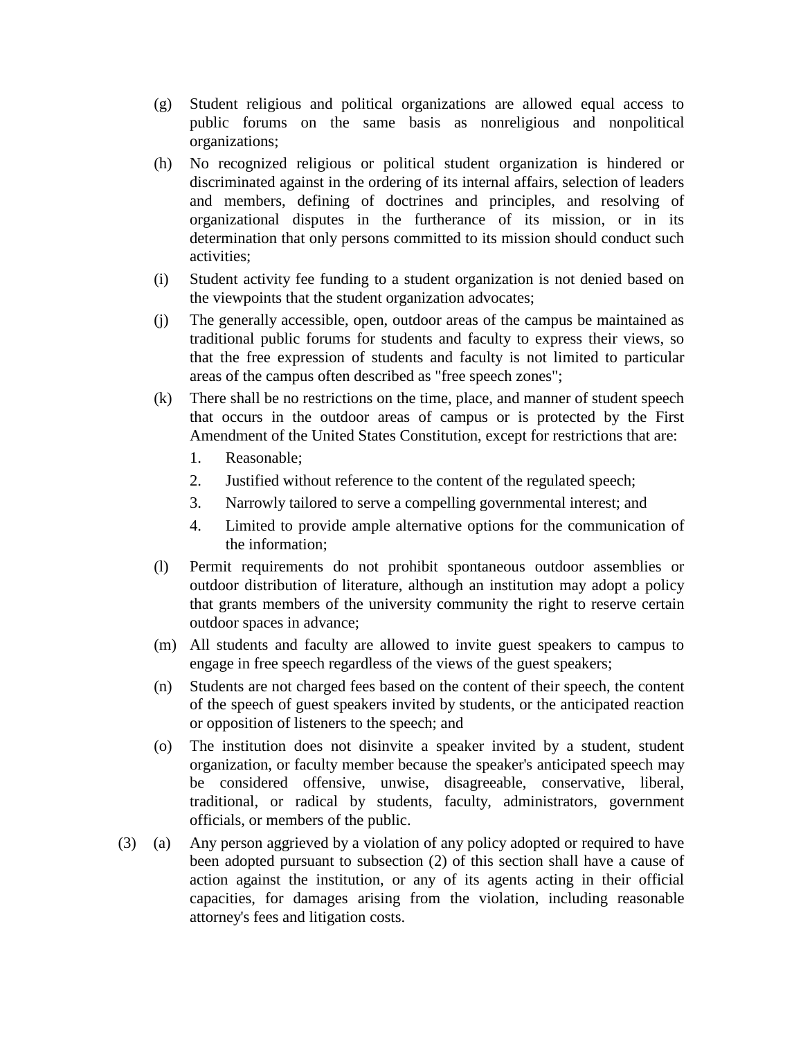(g) Student religious and political organizations are allowed equal access to public forums on the same basis as nonreligious and nonpolitical organizations;

(h) No recognized religious or political student organization is hindered or discriminated against in the ordering of its internal affairs, selection of leaders and members, defining of doctrines and principles, and resolving of organizational disputes in the furtherance of its mission, or in its determination that only persons committed to its mission should conduct such activities;

(i) Student activity fee funding to a student organization is not denied based on the viewpoints that the student organization advocates;

(j) The generally accessible, open, outdoor areas of the campus be maintained as traditional public forums for students and faculty to express their views, so that the free expression of students and faculty is not limited to particular areas of the campus often described as "free speech zones";

(k) There shall be no restrictions on the time, place, and manner of student speech that occurs in the outdoor areas of campus or is protected by the First Amendment of the United States Constitution, except for restrictions that are:

1. Reasonable;
2. Justified without reference to the content of the regulated speech;
3. Narrowly tailored to serve a compelling governmental interest; and
4. Limited to provide ample alternative options for the communication of the information;

(l) Permit requirements do not prohibit spontaneous outdoor assemblies or outdoor distribution of literature, although an institution may adopt a policy that grants members of the university community the right to reserve certain outdoor spaces in advance;

(m) All students and faculty are allowed to invite guest speakers to campus to engage in free speech regardless of the views of the guest speakers;

(n) Students are not charged fees based on the content of their speech, the content of the speech of guest speakers invited by students, or the anticipated reaction or opposition of listeners to the speech; and

(o) The institution does not disinvite a speaker invited by a student, student organization, or faculty member because the speaker's anticipated speech may be considered offensive, unwise, disagreeable, conservative, liberal, traditional, or radical by students, faculty, administrators, government officials, or members of the public.

(3) (a) Any person aggrieved by a violation of any policy adopted or required to have been adopted pursuant to subsection (2) of this section shall have a cause of action against the institution, or any of its agents acting in their official capacities, for damages arising from the violation, including reasonable attorney's fees and litigation costs.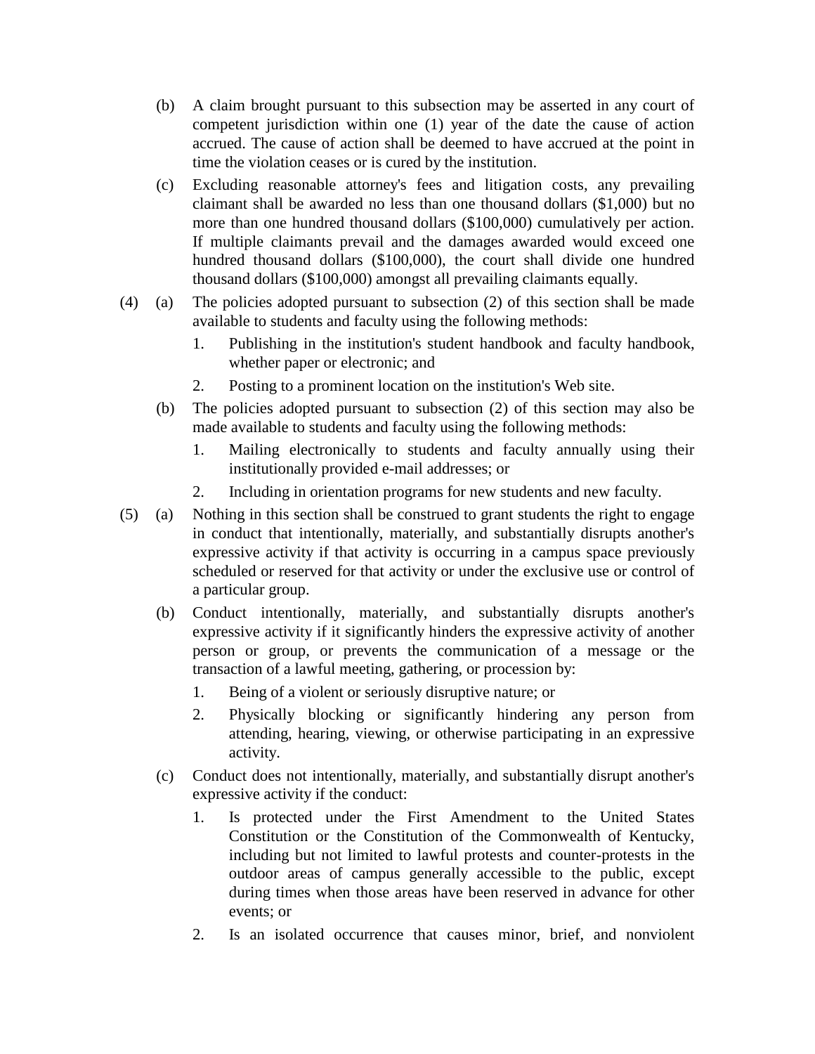(b) A claim brought pursuant to this subsection may be asserted in any court of competent jurisdiction within one (1) year of the date the cause of action accrued. The cause of action shall be deemed to have accrued at the point in time the violation ceases or is cured by the institution.

(c) Excluding reasonable attorney's fees and litigation costs, any prevailing claimant shall be awarded no less than one thousand dollars ($1,000) but no more than one hundred thousand dollars ($100,000) cumulatively per action. If multiple claimants prevail and the damages awarded would exceed one hundred thousand dollars ($100,000), the court shall divide one hundred thousand dollars ($100,000) amongst all prevailing claimants equally.

(4) (a) The policies adopted pursuant to subsection (2) of this section shall be made available to students and faculty using the following methods:

1. Publishing in the institution's student handbook and faculty handbook, whether paper or electronic; and

2. Posting to a prominent location on the institution's Web site.

(b) The policies adopted pursuant to subsection (2) of this section may also be made available to students and faculty using the following methods:

1. Mailing electronically to students and faculty annually using their institutionally provided e-mail addresses; or

2. Including in orientation programs for new students and new faculty.

(5) (a) Nothing in this section shall be construed to grant students the right to engage in conduct that intentionally, materially, and substantially disrupts another's expressive activity if that activity is occurring in a campus space previously scheduled or reserved for that activity or under the exclusive use or control of a particular group.

(b) Conduct intentionally, materially, and substantially disrupts another's expressive activity if it significantly hinders the expressive activity of another person or group, or prevents the communication of a message or the transaction of a lawful meeting, gathering, or procession by:

1. Being of a violent or seriously disruptive nature; or

2. Physically blocking or significantly hindering any person from attending, hearing, viewing, or otherwise participating in an expressive activity.

(c) Conduct does not intentionally, materially, and substantially disrupt another's expressive activity if the conduct:

1. Is protected under the First Amendment to the United States Constitution or the Constitution of the Commonwealth of Kentucky, including but not limited to lawful protests and counter-protests in the outdoor areas of campus generally accessible to the public, except during times when those areas have been reserved in advance for other events; or

2. Is an isolated occurrence that causes minor, brief, and nonviolent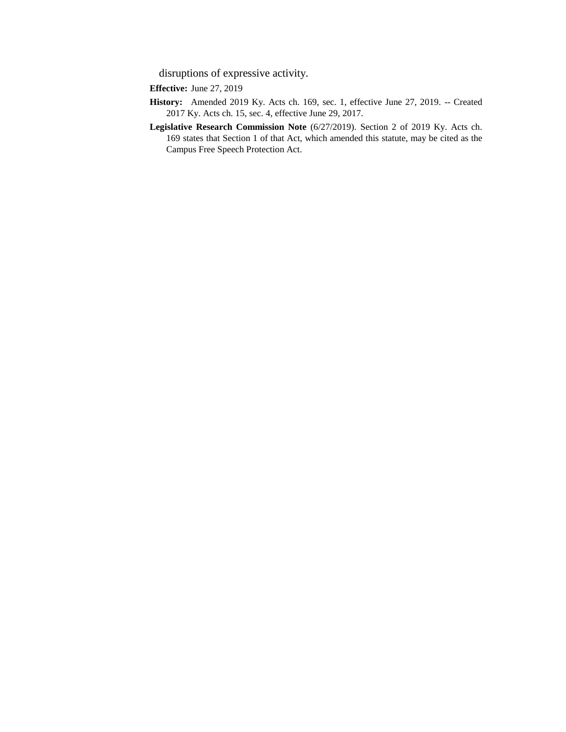disruptions of expressive activity.

**Effective:** June 27, 2019

**History:** Amended 2019 Ky. Acts ch. 169, sec. 1, effective June 27, 2019. -- Created 2017 Ky. Acts ch. 15, sec. 4, effective June 29, 2017.

**Legislative Research Commission Note** (6/27/2019). Section 2 of 2019 Ky. Acts ch. 169 states that Section 1 of that Act, which amended this statute, may be cited as the Campus Free Speech Protection Act.